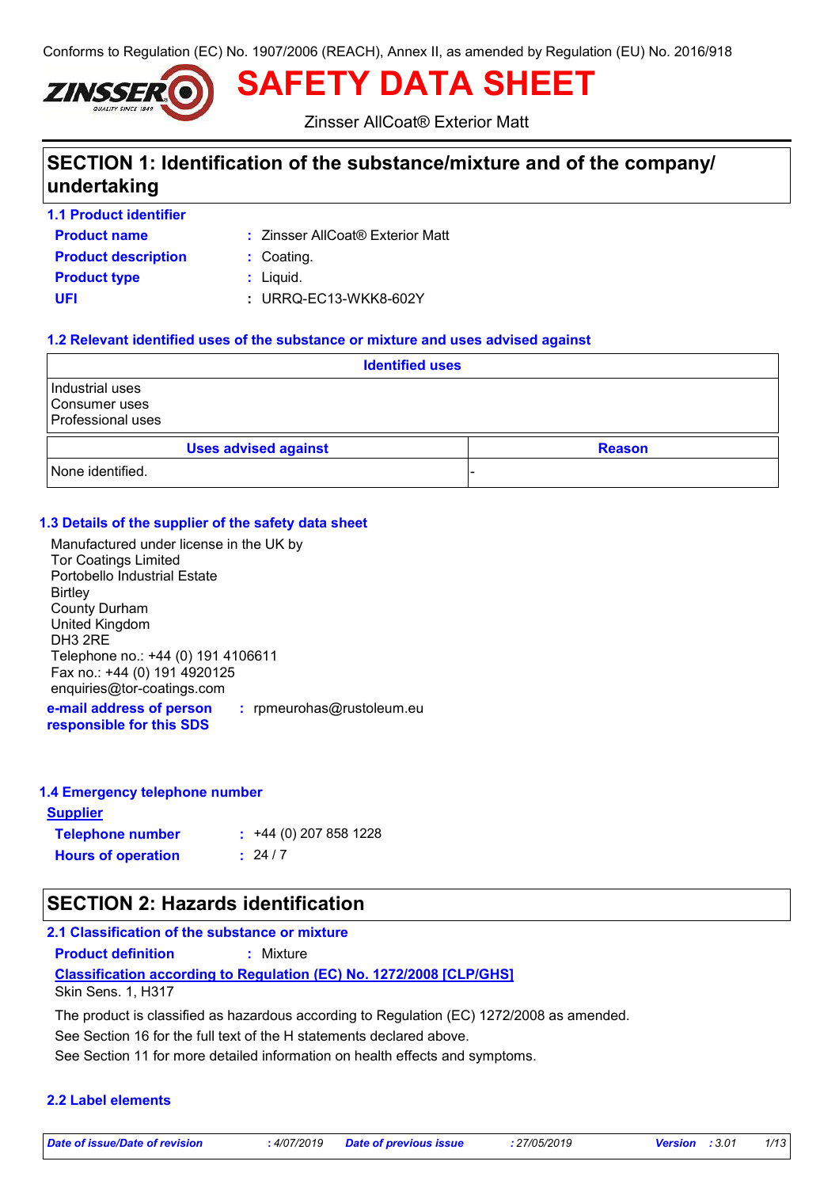Conforms to Regulation (EC) No. 1907/2006 (REACH), Annex II, as amended by Regulation (EU) No. 2016/918

# SAFETY DATA SHEET

Zinsser AllCoat® Exterior Matt

## SECTION 1: Identification of the substance/mixture and of the company/ undertaking

### 1.1 Product identifier

**Product name** : Zinsser AllCoat® Exterior Matt

**Product description** : Coating.

**Product type** : Liquid.

**UFI** : URRQ-EC13-WKK8-602Y

### 1.2 Relevant identified uses of the substance or mixture and uses advised against

| Identified uses |
|---|
| Industrial uses<br>Consumer uses<br>Professional uses |

| Uses advised against | Reason |
|---|---|
| None identified. | - |

### 1.3 Details of the supplier of the safety data sheet

Manufactured under license in the UK by
Tor Coatings Limited
Portobello Industrial Estate
Birtley
County Durham
United Kingdom
DH3 2RE
Telephone no.: +44 (0) 191 4106611
Fax no.: +44 (0) 191 4920125
enquiries@tor-coatings.com

**e-mail address of person responsible for this SDS** : rpmeurohas@rustoleum.eu

### 1.4 Emergency telephone number

**Supplier**

**Telephone number** : +44 (0) 207 858 1228

**Hours of operation** : 24 / 7

## SECTION 2: Hazards identification

### 2.1 Classification of the substance or mixture

**Product definition** : Mixture

**Classification according to Regulation (EC) No. 1272/2008 [CLP/GHS]**

Skin Sens. 1, H317

The product is classified as hazardous according to Regulation (EC) 1272/2008 as amended.

See Section 16 for the full text of the H statements declared above.

See Section 11 for more detailed information on health effects and symptoms.

### 2.2 Label elements

*Date of issue/Date of revision* : 4/07/2019 *Date of previous issue* : 27/05/2019 *Version* : 3.01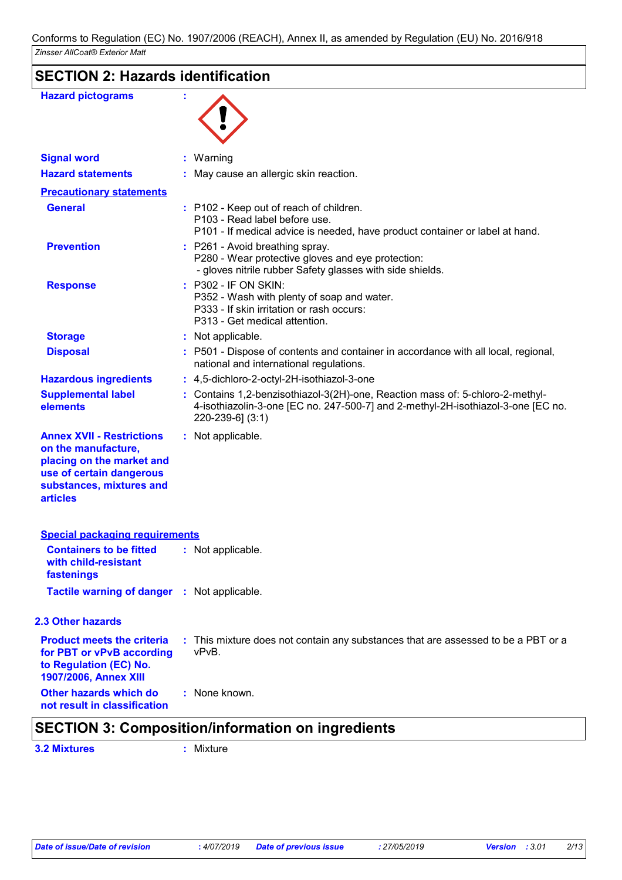## SECTION 2: Hazards identification

| | | |
|---|---|---|
| **Hazard pictograms** | : | |
| **Signal word** | : | Warning |
| **Hazard statements** | : | May cause an allergic skin reaction. |

**Precautionary statements**

| | | |
|---|---|---|
| **General** | : | P102 - Keep out of reach of children.<br>P103 - Read label before use.<br>P101 - If medical advice is needed, have product container or label at hand. |
| **Prevention** | : | P261 - Avoid breathing spray.<br>P280 - Wear protective gloves and eye protection:<br>- gloves nitrile rubber Safety glasses with side shields. |
| **Response** | : | P302 - IF ON SKIN:<br>P352 - Wash with plenty of soap and water.<br>P333 - If skin irritation or rash occurs:<br>P313 - Get medical attention. |
| **Storage** | : | Not applicable. |
| **Disposal** | : | P501 - Dispose of contents and container in accordance with all local, regional, national and international regulations. |
| **Hazardous ingredients** | : | 4,5-dichloro-2-octyl-2H-isothiazol-3-one |
| **Supplemental label elements** | : | Contains 1,2-benzisothiazol-3(2H)-one, Reaction mass of: 5-chloro-2-methyl-4-isothiazolin-3-one [EC no. 247-500-7] and 2-methyl-2H-isothiazol-3-one [EC no. 220-239-6] (3:1) |
| **Annex XVII - Restrictions on the manufacture, placing on the market and use of certain dangerous substances, mixtures and articles** | : | Not applicable. |

**Special packaging requirements**

| | | |
|---|---|---|
| **Containers to be fitted with child-resistant fastenings** | : | Not applicable. |
| **Tactile warning of danger** | : | Not applicable. |

### 2.3 Other hazards

| | | |
|---|---|---|
| **Product meets the criteria for PBT or vPvB according to Regulation (EC) No. 1907/2006, Annex XIII** | : | This mixture does not contain any substances that are assessed to be a PBT or a vPvB. |
| **Other hazards which do not result in classification** | : | None known. |

## SECTION 3: Composition/information on ingredients

| | | |
|---|---|---|
| **3.2 Mixtures** | : | Mixture |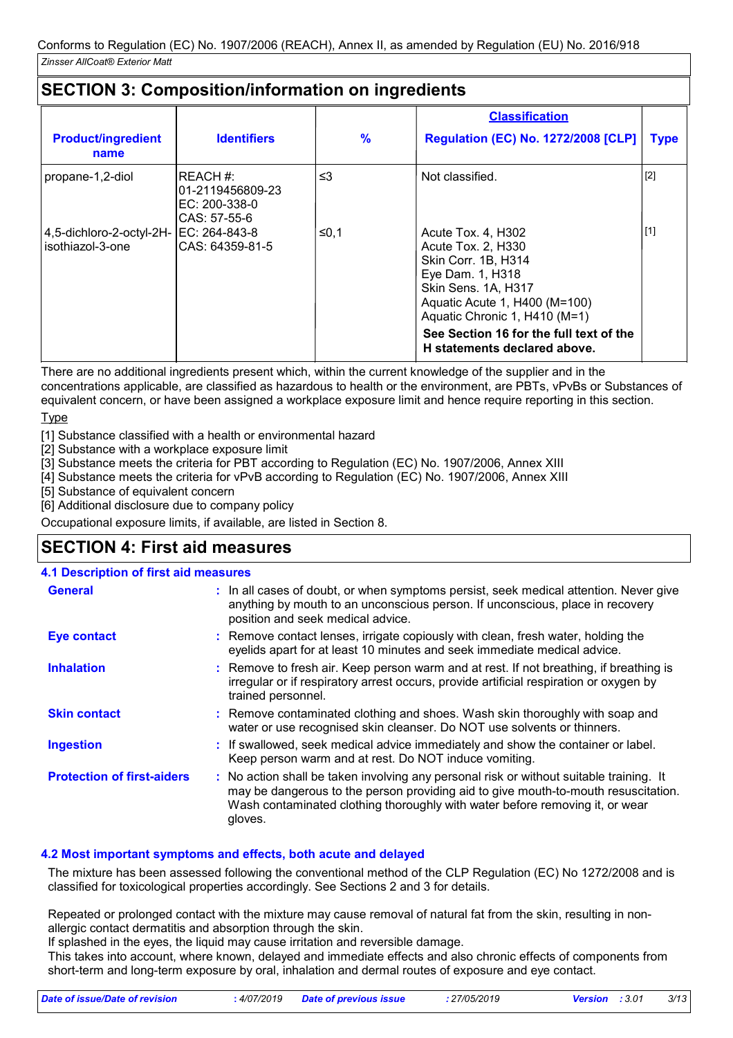Conforms to Regulation (EC) No. 1907/2006 (REACH), Annex II, as amended by Regulation (EU) No. 2016/918

*Zinsser AllCoat® Exterior Matt*

## SECTION 3: Composition/information on ingredients

| Product/ingredient name | Identifiers | % | Classification Regulation (EC) No. 1272/2008 [CLP] | Type |
|---|---|---|---|---|
| propane-1,2-diol | REACH #: 01-2119456809-23<br>EC: 200-338-0<br>CAS: 57-55-6 | ≤3 | Not classified. | [2] |
| 4,5-dichloro-2-octyl-2H-isothiazol-3-one | EC: 264-843-8<br>CAS: 64359-81-5 | ≤0,1 | Acute Tox. 4, H302<br>Acute Tox. 2, H330<br>Skin Corr. 1B, H314<br>Eye Dam. 1, H318<br>Skin Sens. 1A, H317<br>Aquatic Acute 1, H400 (M=100)<br>Aquatic Chronic 1, H410 (M=1)<br>**See Section 16 for the full text of the H statements declared above.** | [1] |

There are no additional ingredients present which, within the current knowledge of the supplier and in the concentrations applicable, are classified as hazardous to health or the environment, are PBTs, vPvBs or Substances of equivalent concern, or have been assigned a workplace exposure limit and hence require reporting in this section.

Type

[1] Substance classified with a health or environmental hazard
[2] Substance with a workplace exposure limit
[3] Substance meets the criteria for PBT according to Regulation (EC) No. 1907/2006, Annex XIII
[4] Substance meets the criteria for vPvB according to Regulation (EC) No. 1907/2006, Annex XIII
[5] Substance of equivalent concern
[6] Additional disclosure due to company policy

Occupational exposure limits, if available, are listed in Section 8.

## SECTION 4: First aid measures

### 4.1 Description of first aid measures

**General** : In all cases of doubt, or when symptoms persist, seek medical attention. Never give anything by mouth to an unconscious person. If unconscious, place in recovery position and seek medical advice.

**Eye contact** : Remove contact lenses, irrigate copiously with clean, fresh water, holding the eyelids apart for at least 10 minutes and seek immediate medical advice.

**Inhalation** : Remove to fresh air. Keep person warm and at rest. If not breathing, if breathing is irregular or if respiratory arrest occurs, provide artificial respiration or oxygen by trained personnel.

**Skin contact** : Remove contaminated clothing and shoes. Wash skin thoroughly with soap and water or use recognised skin cleanser. Do NOT use solvents or thinners.

**Ingestion** : If swallowed, seek medical advice immediately and show the container or label. Keep person warm and at rest. Do NOT induce vomiting.

**Protection of first-aiders** : No action shall be taken involving any personal risk or without suitable training. It may be dangerous to the person providing aid to give mouth-to-mouth resuscitation. Wash contaminated clothing thoroughly with water before removing it, or wear gloves.

### 4.2 Most important symptoms and effects, both acute and delayed

The mixture has been assessed following the conventional method of the CLP Regulation (EC) No 1272/2008 and is classified for toxicological properties accordingly. See Sections 2 and 3 for details.

Repeated or prolonged contact with the mixture may cause removal of natural fat from the skin, resulting in non-allergic contact dermatitis and absorption through the skin.
If splashed in the eyes, the liquid may cause irritation and reversible damage.
This takes into account, where known, delayed and immediate effects and also chronic effects of components from short-term and long-term exposure by oral, inhalation and dermal routes of exposure and eye contact.

| *Date of issue/Date of revision* | *: 4/07/2019* | *Date of previous issue* | *: 27/05/2019* | *Version* | *: 3.01* |
|---|---|---|---|---|---|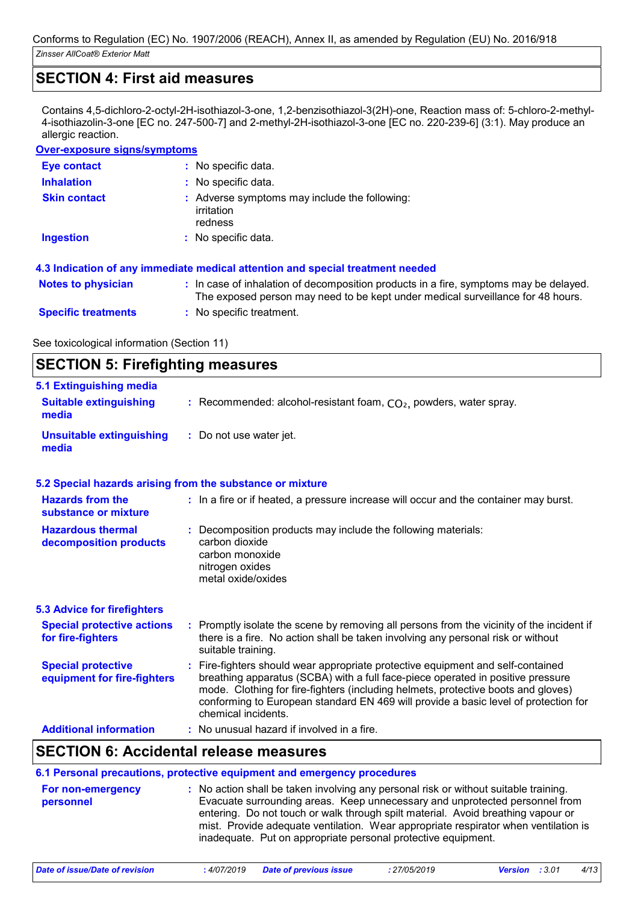## SECTION 4: First aid measures

Contains 4,5-dichloro-2-octyl-2H-isothiazol-3-one, 1,2-benzisothiazol-3(2H)-one, Reaction mass of: 5-chloro-2-methyl-4-isothiazolin-3-one [EC no. 247-500-7] and 2-methyl-2H-isothiazol-3-one [EC no. 220-239-6] (3:1). May produce an allergic reaction.

**Over-exposure signs/symptoms**

| | |
|---|---|
| **Eye contact** | : No specific data. |
| **Inhalation** | : No specific data. |
| **Skin contact** | : Adverse symptoms may include the following: irritation redness |
| **Ingestion** | : No specific data. |

### 4.3 Indication of any immediate medical attention and special treatment needed

| | |
|---|---|
| **Notes to physician** | : In case of inhalation of decomposition products in a fire, symptoms may be delayed. The exposed person may need to be kept under medical surveillance for 48 hours. |
| **Specific treatments** | : No specific treatment. |

See toxicological information (Section 11)

## SECTION 5: Firefighting measures

### 5.1 Extinguishing media

| | |
|---|---|
| **Suitable extinguishing media** | : Recommended: alcohol-resistant foam, $CO_2$, powders, water spray. |
| **Unsuitable extinguishing media** | : Do not use water jet. |

### 5.2 Special hazards arising from the substance or mixture

| | |
|---|---|
| **Hazards from the substance or mixture** | : In a fire or if heated, a pressure increase will occur and the container may burst. |
| **Hazardous thermal decomposition products** | : Decomposition products may include the following materials: carbon dioxide carbon monoxide nitrogen oxides metal oxide/oxides |

### 5.3 Advice for firefighters

| | |
|---|---|
| **Special protective actions for fire-fighters** | : Promptly isolate the scene by removing all persons from the vicinity of the incident if there is a fire. No action shall be taken involving any personal risk or without suitable training. |
| **Special protective equipment for fire-fighters** | : Fire-fighters should wear appropriate protective equipment and self-contained breathing apparatus (SCBA) with a full face-piece operated in positive pressure mode. Clothing for fire-fighters (including helmets, protective boots and gloves) conforming to European standard EN 469 will provide a basic level of protection for chemical incidents. |
| **Additional information** | : No unusual hazard if involved in a fire. |

## SECTION 6: Accidental release measures

### 6.1 Personal precautions, protective equipment and emergency procedures

| | |
|---|---|
| **For non-emergency personnel** | : No action shall be taken involving any personal risk or without suitable training. Evacuate surrounding areas. Keep unnecessary and unprotected personnel from entering. Do not touch or walk through spilt material. Avoid breathing vapour or mist. Provide adequate ventilation. Wear appropriate respirator when ventilation is inadequate. Put on appropriate personal protective equipment. |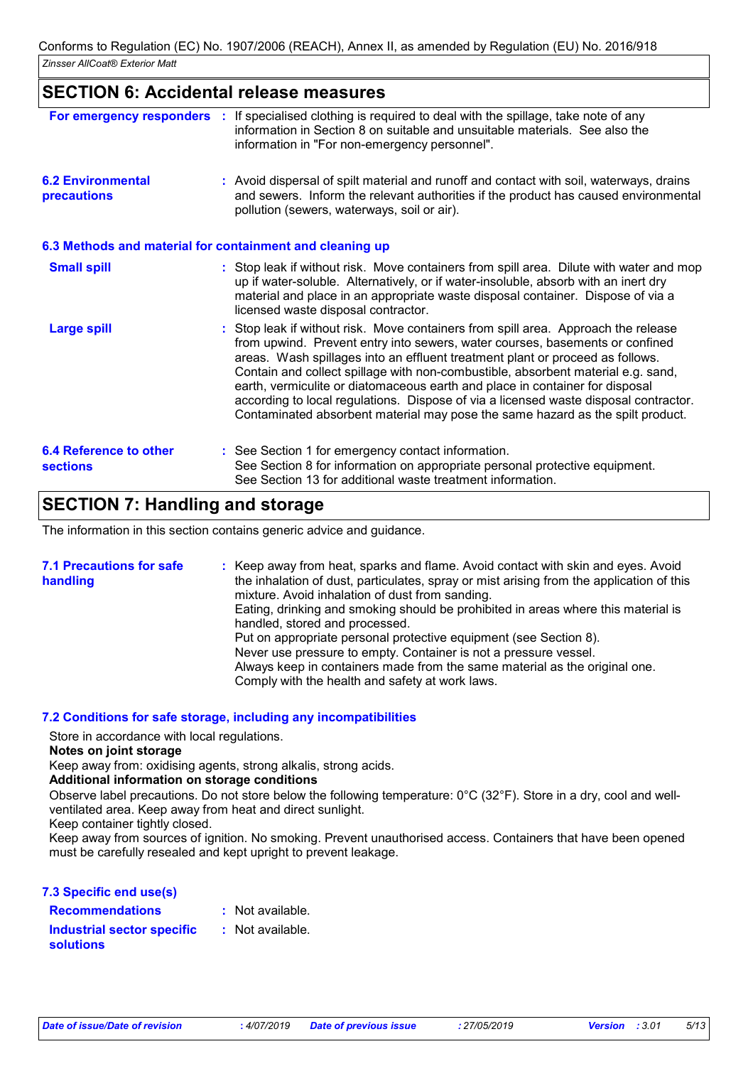## SECTION 6: Accidental release measures

**For emergency responders** : If specialised clothing is required to deal with the spillage, take note of any information in Section 8 on suitable and unsuitable materials. See also the information in "For non-emergency personnel".

**6.2 Environmental precautions** : Avoid dispersal of spilt material and runoff and contact with soil, waterways, drains and sewers. Inform the relevant authorities if the product has caused environmental pollution (sewers, waterways, soil or air).

### 6.3 Methods and material for containment and cleaning up

**Small spill** : Stop leak if without risk. Move containers from spill area. Dilute with water and mop up if water-soluble. Alternatively, or if water-insoluble, absorb with an inert dry material and place in an appropriate waste disposal container. Dispose of via a licensed waste disposal contractor.

**Large spill** : Stop leak if without risk. Move containers from spill area. Approach the release from upwind. Prevent entry into sewers, water courses, basements or confined areas. Wash spillages into an effluent treatment plant or proceed as follows. Contain and collect spillage with non-combustible, absorbent material e.g. sand, earth, vermiculite or diatomaceous earth and place in container for disposal according to local regulations. Dispose of via a licensed waste disposal contractor. Contaminated absorbent material may pose the same hazard as the spilt product.

**6.4 Reference to other sections** : See Section 1 for emergency contact information.
See Section 8 for information on appropriate personal protective equipment.
See Section 13 for additional waste treatment information.

## SECTION 7: Handling and storage

The information in this section contains generic advice and guidance.

**7.1 Precautions for safe handling** : Keep away from heat, sparks and flame. Avoid contact with skin and eyes. Avoid the inhalation of dust, particulates, spray or mist arising from the application of this mixture. Avoid inhalation of dust from sanding.
Eating, drinking and smoking should be prohibited in areas where this material is handled, stored and processed.
Put on appropriate personal protective equipment (see Section 8).
Never use pressure to empty. Container is not a pressure vessel.
Always keep in containers made from the same material as the original one.
Comply with the health and safety at work laws.

### 7.2 Conditions for safe storage, including any incompatibilities

Store in accordance with local regulations.

**Notes on joint storage**

Keep away from: oxidising agents, strong alkalis, strong acids.

**Additional information on storage conditions**

Observe label precautions. Do not store below the following temperature: 0°C (32°F). Store in a dry, cool and well-ventilated area. Keep away from heat and direct sunlight.
Keep container tightly closed.
Keep away from sources of ignition. No smoking. Prevent unauthorised access. Containers that have been opened must be carefully resealed and kept upright to prevent leakage.

### 7.3 Specific end use(s)

**Recommendations** : Not available.

**Industrial sector specific solutions** : Not available.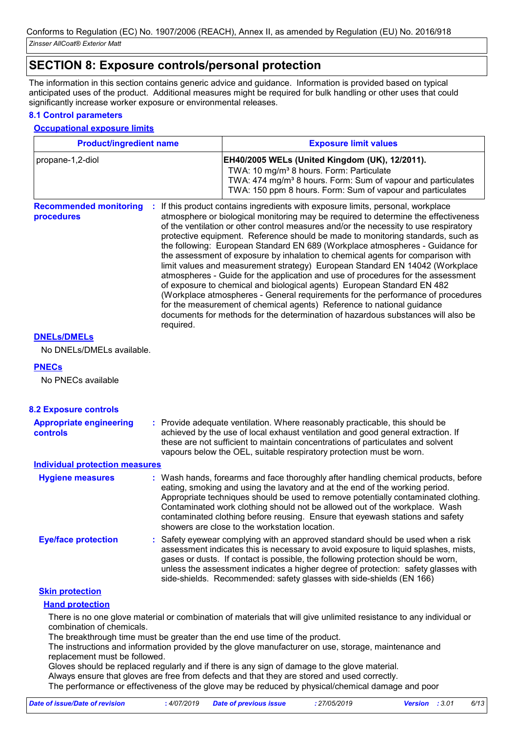## SECTION 8: Exposure controls/personal protection

The information in this section contains generic advice and guidance. Information is provided based on typical anticipated uses of the product. Additional measures might be required for bulk handling or other uses that could significantly increase worker exposure or environmental releases.

### 8.1 Control parameters

#### Occupational exposure limits

| Product/ingredient name | Exposure limit values |
|---|---|
| propane-1,2-diol | **EH40/2005 WELs (United Kingdom (UK), 12/2011).**<br>TWA: 10 mg/m³ 8 hours. Form: Particulate<br>TWA: 474 mg/m³ 8 hours. Form: Sum of vapour and particulates<br>TWA: 150 ppm 8 hours. Form: Sum of vapour and particulates |

**Recommended monitoring procedures** : If this product contains ingredients with exposure limits, personal, workplace atmosphere or biological monitoring may be required to determine the effectiveness of the ventilation or other control measures and/or the necessity to use respiratory protective equipment. Reference should be made to monitoring standards, such as the following: European Standard EN 689 (Workplace atmospheres - Guidance for the assessment of exposure by inhalation to chemical agents for comparison with limit values and measurement strategy) European Standard EN 14042 (Workplace atmospheres - Guide for the application and use of procedures for the assessment of exposure to chemical and biological agents) European Standard EN 482 (Workplace atmospheres - General requirements for the performance of procedures for the measurement of chemical agents) Reference to national guidance documents for methods for the determination of hazardous substances will also be required.

#### DNELs/DMELs

No DNELs/DMELs available.

#### PNECs

No PNECs available

### 8.2 Exposure controls

**Appropriate engineering controls** : Provide adequate ventilation. Where reasonably practicable, this should be achieved by the use of local exhaust ventilation and good general extraction. If these are not sufficient to maintain concentrations of particulates and solvent vapours below the OEL, suitable respiratory protection must be worn.

#### Individual protection measures

**Hygiene measures** : Wash hands, forearms and face thoroughly after handling chemical products, before eating, smoking and using the lavatory and at the end of the working period. Appropriate techniques should be used to remove potentially contaminated clothing. Contaminated work clothing should not be allowed out of the workplace. Wash contaminated clothing before reusing. Ensure that eyewash stations and safety showers are close to the workstation location.

**Eye/face protection** : Safety eyewear complying with an approved standard should be used when a risk assessment indicates this is necessary to avoid exposure to liquid splashes, mists, gases or dusts. If contact is possible, the following protection should be worn, unless the assessment indicates a higher degree of protection: safety glasses with side-shields. Recommended: safety glasses with side-shields (EN 166)

**Skin protection**

**Hand protection**

There is no one glove material or combination of materials that will give unlimited resistance to any individual or combination of chemicals.
The breakthrough time must be greater than the end use time of the product.
The instructions and information provided by the glove manufacturer on use, storage, maintenance and replacement must be followed.
Gloves should be replaced regularly and if there is any sign of damage to the glove material.
Always ensure that gloves are free from defects and that they are stored and used correctly.
The performance or effectiveness of the glove may be reduced by physical/chemical damage and poor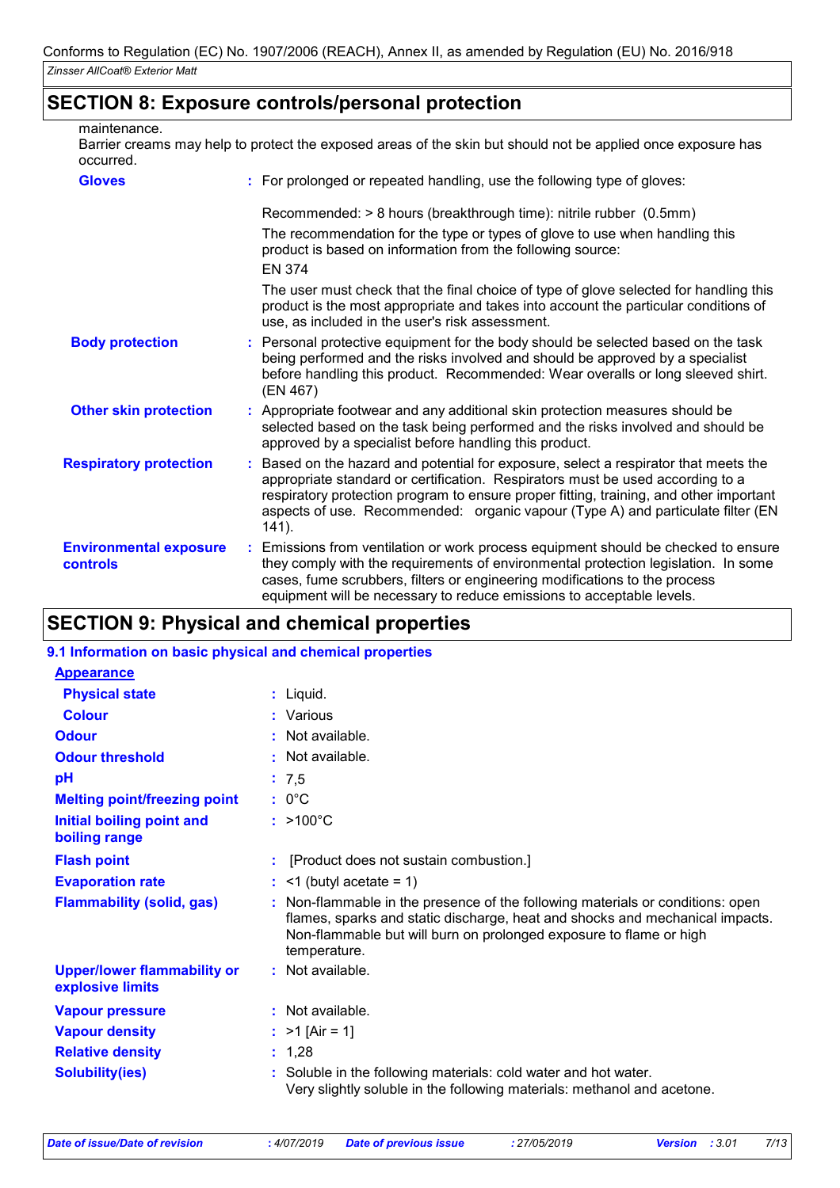## SECTION 8: Exposure controls/personal protection

maintenance.
Barrier creams may help to protect the exposed areas of the skin but should not be applied once exposure has occurred.

| | |
|---|---|
| **Gloves** | : For prolonged or repeated handling, use the following type of gloves:<br><br>Recommended: > 8 hours (breakthrough time): nitrile rubber (0.5mm)<br>The recommendation for the type or types of glove to use when handling this product is based on information from the following source:<br>EN 374<br>The user must check that the final choice of type of glove selected for handling this product is the most appropriate and takes into account the particular conditions of use, as included in the user's risk assessment. |
| **Body protection** | : Personal protective equipment for the body should be selected based on the task being performed and the risks involved and should be approved by a specialist before handling this product. Recommended: Wear overalls or long sleeved shirt. (EN 467) |
| **Other skin protection** | : Appropriate footwear and any additional skin protection measures should be selected based on the task being performed and the risks involved and should be approved by a specialist before handling this product. |
| **Respiratory protection** | : Based on the hazard and potential for exposure, select a respirator that meets the appropriate standard or certification. Respirators must be used according to a respiratory protection program to ensure proper fitting, training, and other important aspects of use. Recommended: organic vapour (Type A) and particulate filter (EN 141). |
| **Environmental exposure controls** | : Emissions from ventilation or work process equipment should be checked to ensure they comply with the requirements of environmental protection legislation. In some cases, fume scrubbers, filters or engineering modifications to the process equipment will be necessary to reduce emissions to acceptable levels. |

## SECTION 9: Physical and chemical properties

### 9.1 Information on basic physical and chemical properties

**Appearance**

| | |
|---|---|
| **Physical state** | : Liquid. |
| **Colour** | : Various |
| **Odour** | : Not available. |
| **Odour threshold** | : Not available. |
| **pH** | : 7,5 |
| **Melting point/freezing point** | : 0°C |
| **Initial boiling point and boiling range** | : >100°C |
| **Flash point** | : [Product does not sustain combustion.] |
| **Evaporation rate** | : <1 (butyl acetate = 1) |
| **Flammability (solid, gas)** | : Non-flammable in the presence of the following materials or conditions: open flames, sparks and static discharge, heat and shocks and mechanical impacts. Non-flammable but will burn on prolonged exposure to flame or high temperature. |
| **Upper/lower flammability or explosive limits** | : Not available. |
| **Vapour pressure** | : Not available. |
| **Vapour density** | : >1 [Air = 1] |
| **Relative density** | : 1,28 |
| **Solubility(ies)** | : Soluble in the following materials: cold water and hot water.<br>Very slightly soluble in the following materials: methanol and acetone. |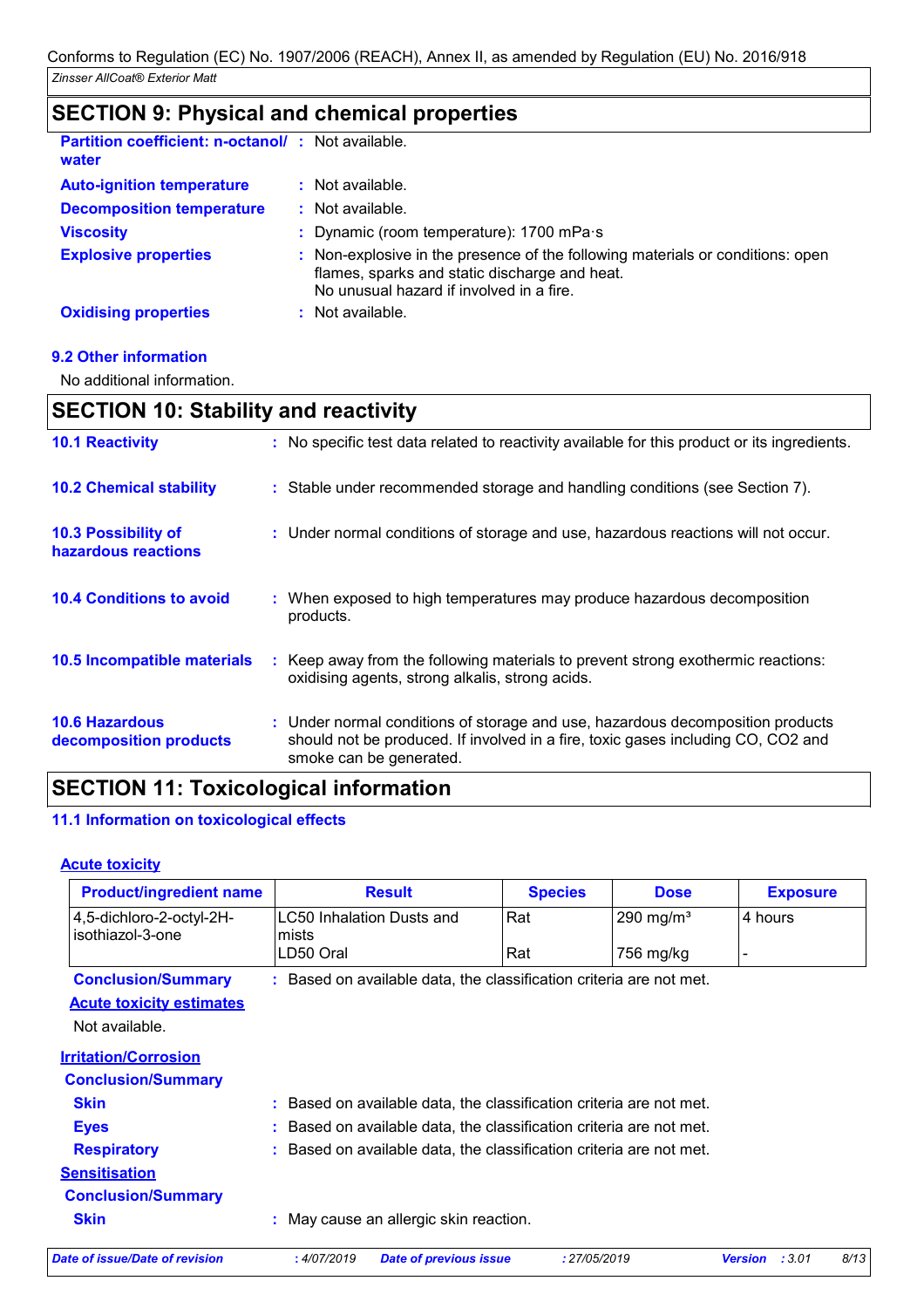## SECTION 9: Physical and chemical properties

**Partition coefficient: n-octanol/ water** : Not available.

**Auto-ignition temperature** : Not available.

**Decomposition temperature** : Not available.

**Viscosity** : Dynamic (room temperature): 1700 mPa·s

**Explosive properties** : Non-explosive in the presence of the following materials or conditions: open flames, sparks and static discharge and heat.
No unusual hazard if involved in a fire.

**Oxidising properties** : Not available.

### 9.2 Other information

No additional information.

## SECTION 10: Stability and reactivity

**10.1 Reactivity** : No specific test data related to reactivity available for this product or its ingredients.

**10.2 Chemical stability** : Stable under recommended storage and handling conditions (see Section 7).

**10.3 Possibility of hazardous reactions** : Under normal conditions of storage and use, hazardous reactions will not occur.

**10.4 Conditions to avoid** : When exposed to high temperatures may produce hazardous decomposition products.

**10.5 Incompatible materials** : Keep away from the following materials to prevent strong exothermic reactions: oxidising agents, strong alkalis, strong acids.

**10.6 Hazardous decomposition products** : Under normal conditions of storage and use, hazardous decomposition products should not be produced. If involved in a fire, toxic gases including CO, $CO_2$ and smoke can be generated.

## SECTION 11: Toxicological information

### 11.1 Information on toxicological effects

**Acute toxicity**

| Product/ingredient name | Result | Species | Dose | Exposure |
|---|---|---|---|---|
| 4,5-dichloro-2-octyl-2H-isothiazol-3-one | LC50 Inhalation Dusts and mists | Rat | 290 mg/m³ | 4 hours |
| | LD50 Oral | Rat | 756 mg/kg | - |

**Conclusion/Summary** : Based on available data, the classification criteria are not met.

**Acute toxicity estimates**

Not available.

**Irritation/Corrosion**

**Conclusion/Summary**

**Skin** : Based on available data, the classification criteria are not met.

**Eyes** : Based on available data, the classification criteria are not met.

**Respiratory** : Based on available data, the classification criteria are not met.

**Sensitisation**

**Conclusion/Summary**

**Skin** : May cause an allergic skin reaction.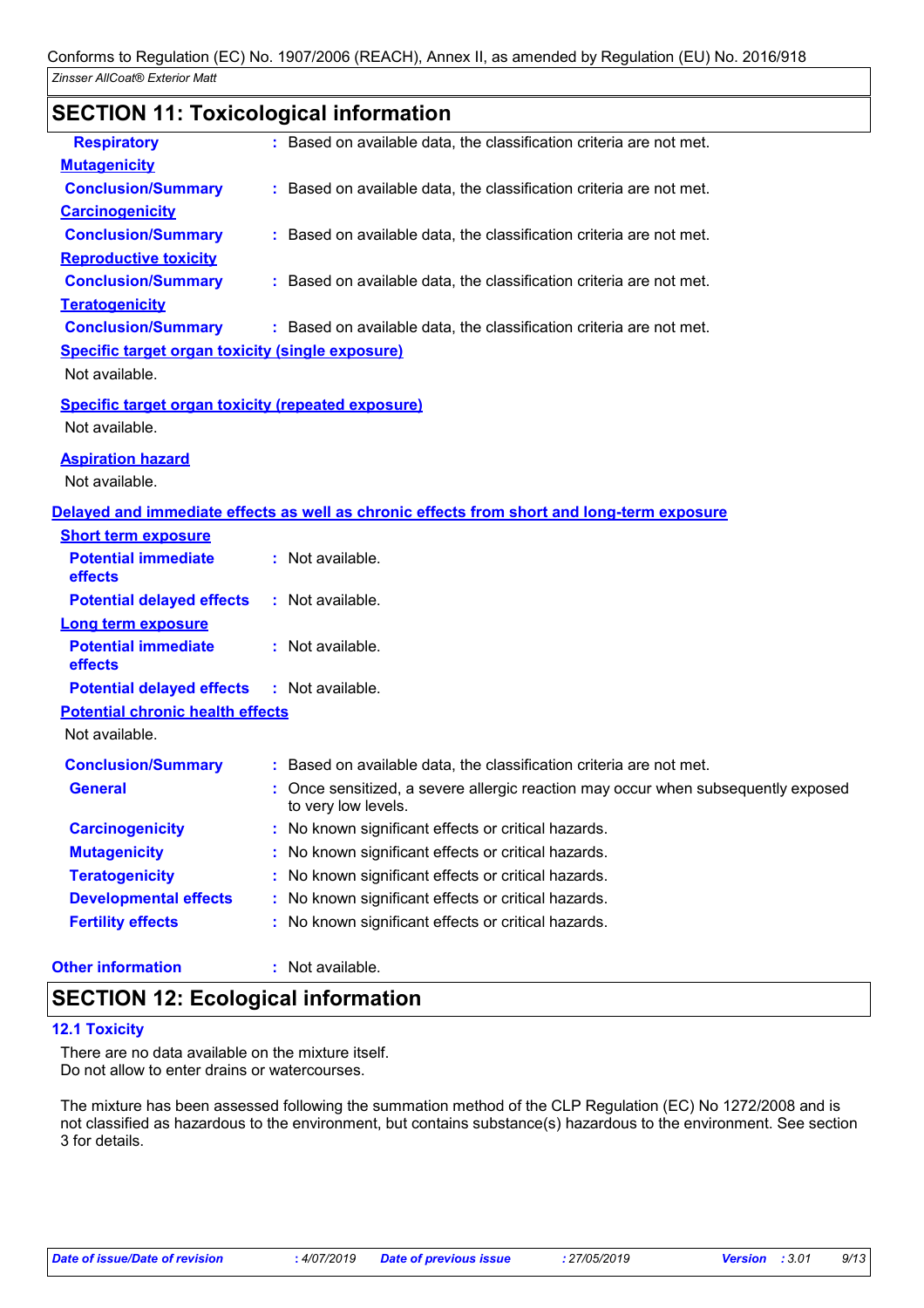## SECTION 11: Toxicological information

**Respiratory** : Based on available data, the classification criteria are not met.

**Mutagenicity**

**Conclusion/Summary** : Based on available data, the classification criteria are not met.

**Carcinogenicity**

**Conclusion/Summary** : Based on available data, the classification criteria are not met.

**Reproductive toxicity**

**Conclusion/Summary** : Based on available data, the classification criteria are not met.

**Teratogenicity**

**Conclusion/Summary** : Based on available data, the classification criteria are not met.

**Specific target organ toxicity (single exposure)**

Not available.

**Specific target organ toxicity (repeated exposure)**

Not available.

**Aspiration hazard**

Not available.

**Delayed and immediate effects as well as chronic effects from short and long-term exposure**

**Short term exposure**

**Potential immediate effects** : Not available.

**Potential delayed effects** : Not available.

**Long term exposure**

**Potential immediate effects** : Not available.

**Potential delayed effects** : Not available.

**Potential chronic health effects**

Not available.

**Conclusion/Summary** : Based on available data, the classification criteria are not met.

**General** : Once sensitized, a severe allergic reaction may occur when subsequently exposed to very low levels.

**Carcinogenicity** : No known significant effects or critical hazards.

**Mutagenicity** : No known significant effects or critical hazards.

**Teratogenicity** : No known significant effects or critical hazards.

**Developmental effects** : No known significant effects or critical hazards.

**Fertility effects** : No known significant effects or critical hazards.

**Other information** : Not available.

## SECTION 12: Ecological information

### 12.1 Toxicity

There are no data available on the mixture itself.
Do not allow to enter drains or watercourses.

The mixture has been assessed following the summation method of the CLP Regulation (EC) No 1272/2008 and is not classified as hazardous to the environment, but contains substance(s) hazardous to the environment. See section 3 for details.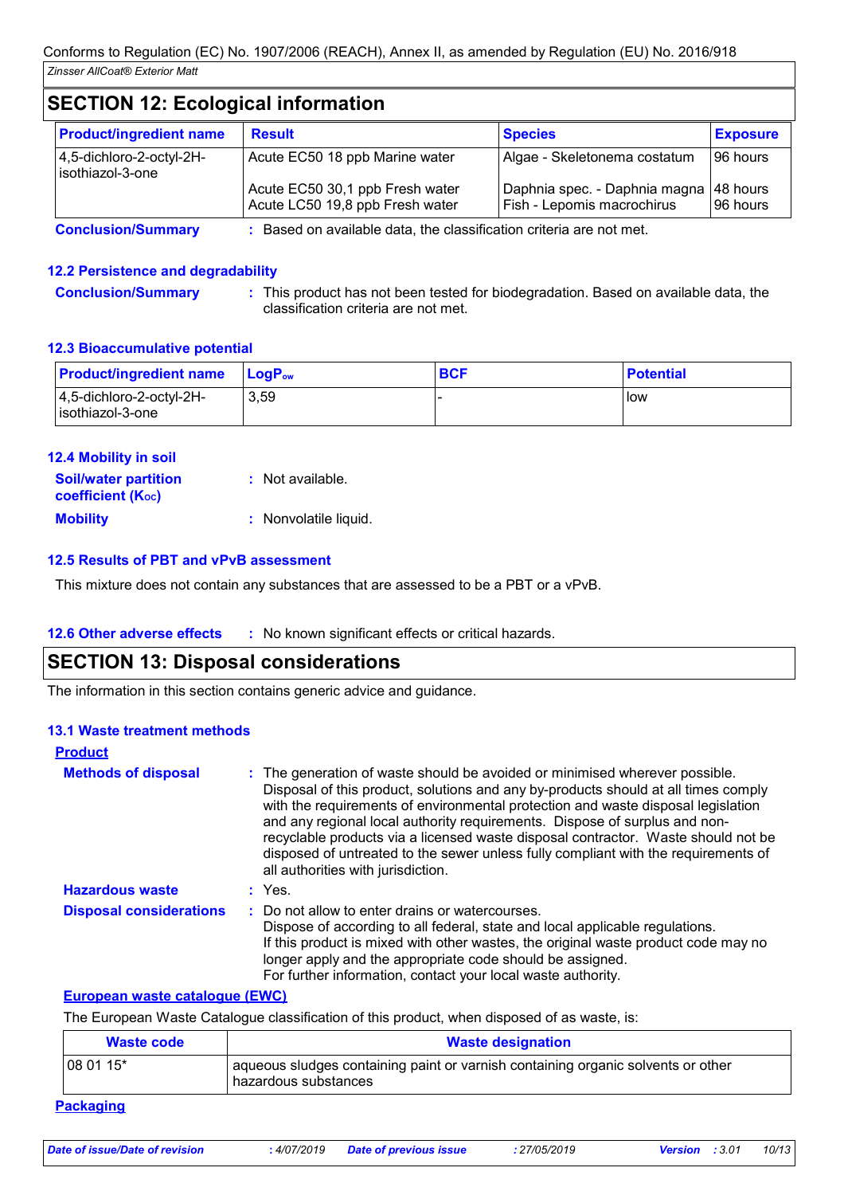## SECTION 12: Ecological information

| Product/ingredient name | Result | Species | Exposure |
| --- | --- | --- | --- |
| 4,5-dichloro-2-octyl-2H-isothiazol-3-one | Acute EC50 18 ppb Marine water | Algae - Skeletonema costatum | 96 hours |
| | Acute EC50 30,1 ppb Fresh water | Daphnia spec. - Daphnia magna | 48 hours |
| | Acute LC50 19,8 ppb Fresh water | Fish - Lepomis macrochirus | 96 hours |

**Conclusion/Summary** : Based on available data, the classification criteria are not met.

### 12.2 Persistence and degradability

**Conclusion/Summary** : This product has not been tested for biodegradation. Based on available data, the classification criteria are not met.

### 12.3 Bioaccumulative potential

| Product/ingredient name | $LogP_{ow}$ | BCF | Potential |
| --- | --- | --- | --- |
| 4,5-dichloro-2-octyl-2H-isothiazol-3-one | 3,59 | - | low |

### 12.4 Mobility in soil

**Soil/water partition coefficient ($K_{OC}$)** : Not available.

**Mobility** : Nonvolatile liquid.

### 12.5 Results of PBT and vPvB assessment

This mixture does not contain any substances that are assessed to be a PBT or a vPvB.

### 12.6 Other adverse effects

: No known significant effects or critical hazards.

## SECTION 13: Disposal considerations

The information in this section contains generic advice and guidance.

### 13.1 Waste treatment methods

**Product**

**Methods of disposal** : The generation of waste should be avoided or minimised wherever possible. Disposal of this product, solutions and any by-products should at all times comply with the requirements of environmental protection and waste disposal legislation and any regional local authority requirements. Dispose of surplus and non-recyclable products via a licensed waste disposal contractor. Waste should not be disposed of untreated to the sewer unless fully compliant with the requirements of all authorities with jurisdiction.

**Hazardous waste** : Yes.

**Disposal considerations** : Do not allow to enter drains or watercourses.
Dispose of according to all federal, state and local applicable regulations.
If this product is mixed with other wastes, the original waste product code may no longer apply and the appropriate code should be assigned.
For further information, contact your local waste authority.

**European waste catalogue (EWC)**

The European Waste Catalogue classification of this product, when disposed of as waste, is:

| Waste code | Waste designation |
| --- | --- |
| 08 01 15* | aqueous sludges containing paint or varnish containing organic solvents or other hazardous substances |

**Packaging**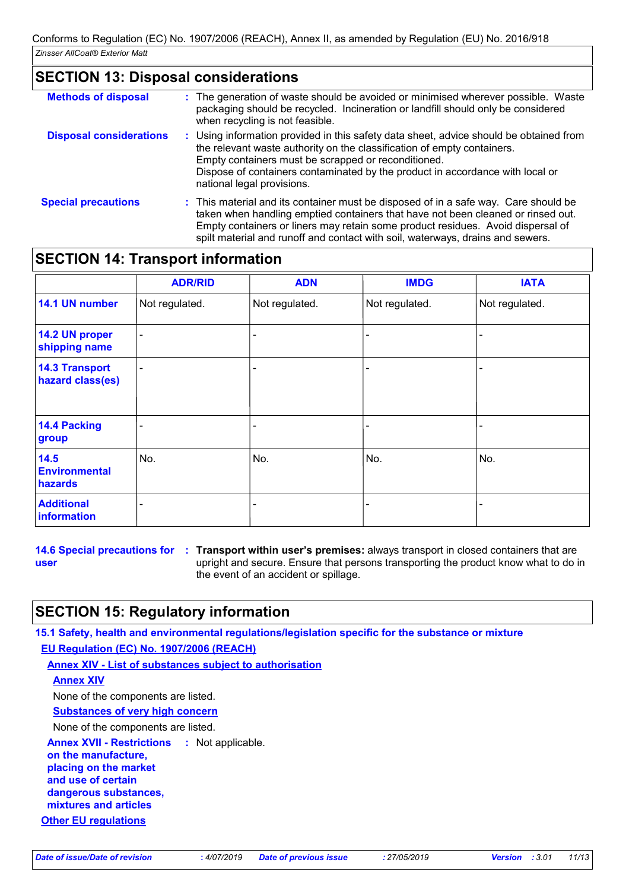## SECTION 13: Disposal considerations

**Methods of disposal** : The generation of waste should be avoided or minimised wherever possible. Waste packaging should be recycled. Incineration or landfill should only be considered when recycling is not feasible.

**Disposal considerations** : Using information provided in this safety data sheet, advice should be obtained from the relevant waste authority on the classification of empty containers. Empty containers must be scrapped or reconditioned. Dispose of containers contaminated by the product in accordance with local or national legal provisions.

**Special precautions** : This material and its container must be disposed of in a safe way. Care should be taken when handling emptied containers that have not been cleaned or rinsed out. Empty containers or liners may retain some product residues. Avoid dispersal of spilt material and runoff and contact with soil, waterways, drains and sewers.

## SECTION 14: Transport information

| | ADR/RID | ADN | IMDG | IATA |
|---|---|---|---|---|
| **14.1 UN number** | Not regulated. | Not regulated. | Not regulated. | Not regulated. |
| **14.2 UN proper shipping name** | - | - | - | - |
| **14.3 Transport hazard class(es)** | - | - | - | - |
| **14.4 Packing group** | - | - | - | - |
| **14.5 Environmental hazards** | No. | No. | No. | No. |
| **Additional information** | - | - | - | - |

**14.6 Special precautions for user** : **Transport within user's premises:** always transport in closed containers that are upright and secure. Ensure that persons transporting the product know what to do in the event of an accident or spillage.

## SECTION 15: Regulatory information

### 15.1 Safety, health and environmental regulations/legislation specific for the substance or mixture

**EU Regulation (EC) No. 1907/2006 (REACH)**

**Annex XIV - List of substances subject to authorisation**

**Annex XIV**

None of the components are listed.

**Substances of very high concern**

None of the components are listed.

**Annex XVII - Restrictions on the manufacture, placing on the market and use of certain dangerous substances, mixtures and articles** : Not applicable.

**Other EU regulations**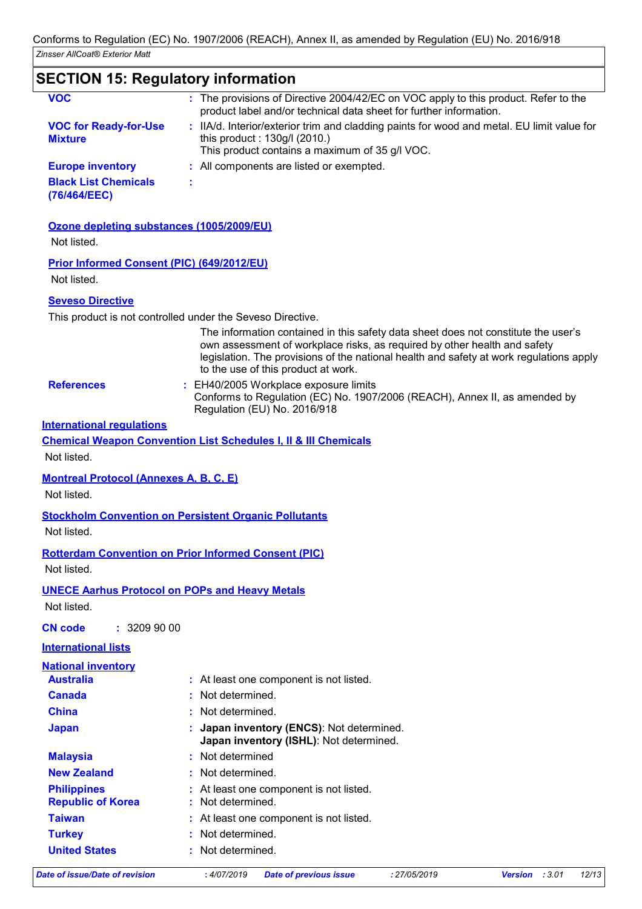## SECTION 15: Regulatory information

**VOC** : The provisions of Directive 2004/42/EC on VOC apply to this product. Refer to the product label and/or technical data sheet for further information.

**VOC for Ready-for-Use Mixture** : IIA/d. Interior/exterior trim and cladding paints for wood and metal. EU limit value for this product : 130g/l (2010.)
This product contains a maximum of 35 g/l VOC.

**Europe inventory** : All components are listed or exempted.

**Black List Chemicals (76/464/EEC)** :

**Ozone depleting substances (1005/2009/EU)**

Not listed.

**Prior Informed Consent (PIC) (649/2012/EU)**

Not listed.

**Seveso Directive**

This product is not controlled under the Seveso Directive.

The information contained in this safety data sheet does not constitute the user's own assessment of workplace risks, as required by other health and safety legislation. The provisions of the national health and safety at work regulations apply to the use of this product at work.

**References** : EH40/2005 Workplace exposure limits
Conforms to Regulation (EC) No. 1907/2006 (REACH), Annex II, as amended by Regulation (EU) No. 2016/918

**International regulations**

**Chemical Weapon Convention List Schedules I, II & III Chemicals**

Not listed.

**Montreal Protocol (Annexes A, B, C, E)**

Not listed.

**Stockholm Convention on Persistent Organic Pollutants**

Not listed.

**Rotterdam Convention on Prior Informed Consent (PIC)**

Not listed.

**UNECE Aarhus Protocol on POPs and Heavy Metals**

Not listed.

**CN code** : 3209 90 00

**International lists**

**National inventory**

| | |
|---|---|
| **Australia** | : At least one component is not listed. |
| **Canada** | : Not determined. |
| **China** | : Not determined. |
| **Japan** | : **Japan inventory (ENCS)**: Not determined. **Japan inventory (ISHL)**: Not determined. |
| **Malaysia** | : Not determined |
| **New Zealand** | : Not determined. |
| **Philippines** | : At least one component is not listed. |
| **Republic of Korea** | : Not determined. |
| **Taiwan** | : At least one component is not listed. |
| **Turkey** | : Not determined. |
| **United States** | : Not determined. |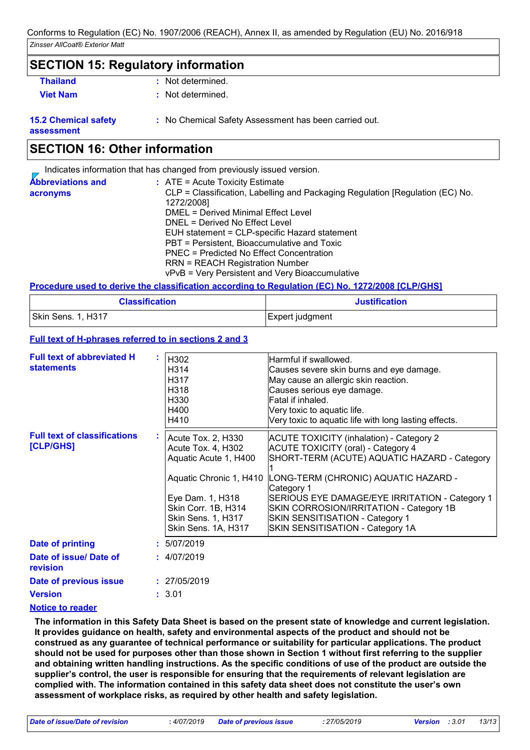## SECTION 15: Regulatory information

**Thailand** : Not determined.

**Viet Nam** : Not determined.

**15.2 Chemical safety assessment** : No Chemical Safety Assessment has been carried out.

## SECTION 16: Other information

Indicates information that has changed from previously issued version.

**Abbreviations and acronyms** :
ATE = Acute Toxicity Estimate
CLP = Classification, Labelling and Packaging Regulation [Regulation (EC) No. 1272/2008]
DMEL = Derived Minimal Effect Level
DNEL = Derived No Effect Level
EUH statement = CLP-specific Hazard statement
PBT = Persistent, Bioaccumulative and Toxic
PNEC = Predicted No Effect Concentration
RRN = REACH Registration Number
vPvB = Very Persistent and Very Bioaccumulative

**Procedure used to derive the classification according to Regulation (EC) No. 1272/2008 [CLP/GHS]**

| Classification | Justification |
|---|---|
| Skin Sens. 1, H317 | Expert judgment |

**Full text of H-phrases referred to in sections 2 and 3**

**Full text of abbreviated H statements** :

| | |
|---|---|
| H302 | Harmful if swallowed. |
| H314 | Causes severe skin burns and eye damage. |
| H317 | May cause an allergic skin reaction. |
| H318 | Causes serious eye damage. |
| H330 | Fatal if inhaled. |
| H400 | Very toxic to aquatic life. |
| H410 | Very toxic to aquatic life with long lasting effects. |

**Full text of classifications [CLP/GHS]** :

| | |
|---|---|
| Acute Tox. 2, H330 | ACUTE TOXICITY (inhalation) - Category 2 |
| Acute Tox. 4, H302 | ACUTE TOXICITY (oral) - Category 4 |
| Aquatic Acute 1, H400 | SHORT-TERM (ACUTE) AQUATIC HAZARD - Category 1 |
| Aquatic Chronic 1, H410 | LONG-TERM (CHRONIC) AQUATIC HAZARD - Category 1 |
| Eye Dam. 1, H318 | SERIOUS EYE DAMAGE/EYE IRRITATION - Category 1 |
| Skin Corr. 1B, H314 | SKIN CORROSION/IRRITATION - Category 1B |
| Skin Sens. 1, H317 | SKIN SENSITISATION - Category 1 |
| Skin Sens. 1A, H317 | SKIN SENSITISATION - Category 1A |

**Date of printing** : 5/07/2019

**Date of issue/ Date of revision** : 4/07/2019

**Date of previous issue** : 27/05/2019

**Version** : 3.01

**Notice to reader**

**The information in this Safety Data Sheet is based on the present state of knowledge and current legislation. It provides guidance on health, safety and environmental aspects of the product and should not be construed as any guarantee of technical performance or suitability for particular applications. The product should not be used for purposes other than those shown in Section 1 without first referring to the supplier and obtaining written handling instructions. As the specific conditions of use of the product are outside the supplier's control, the user is responsible for ensuring that the requirements of relevant legislation are complied with. The information contained in this safety data sheet does not constitute the user's own assessment of workplace risks, as required by other health and safety legislation.**